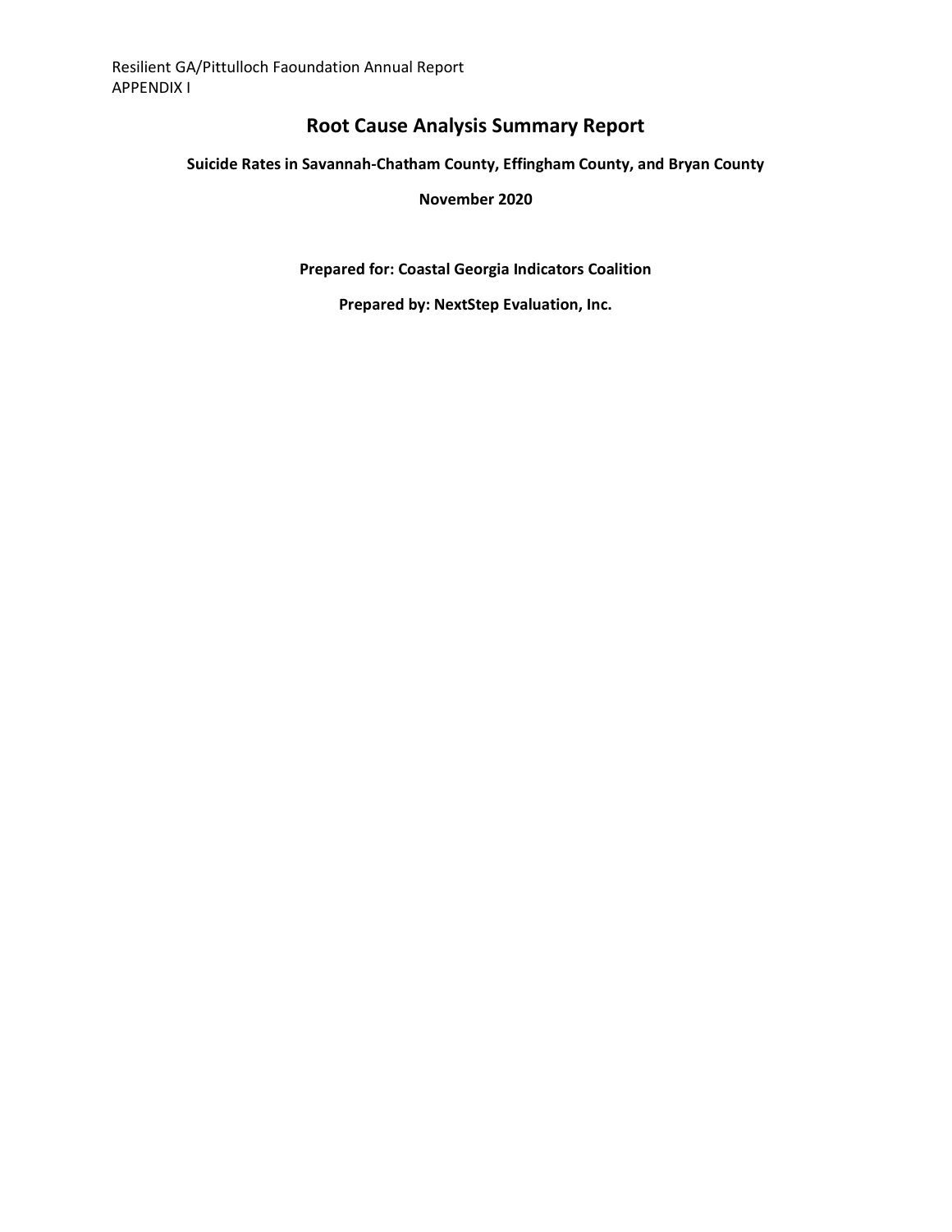Resilient GA/Pittulloch Faoundation Annual Report
APPENDIX I

# Root Cause Analysis Summary Report

**Suicide Rates in Savannah-Chatham County, Effingham County, and Bryan County**

**November 2020**

**Prepared for: Coastal Georgia Indicators Coalition**

**Prepared by: NextStep Evaluation, Inc.**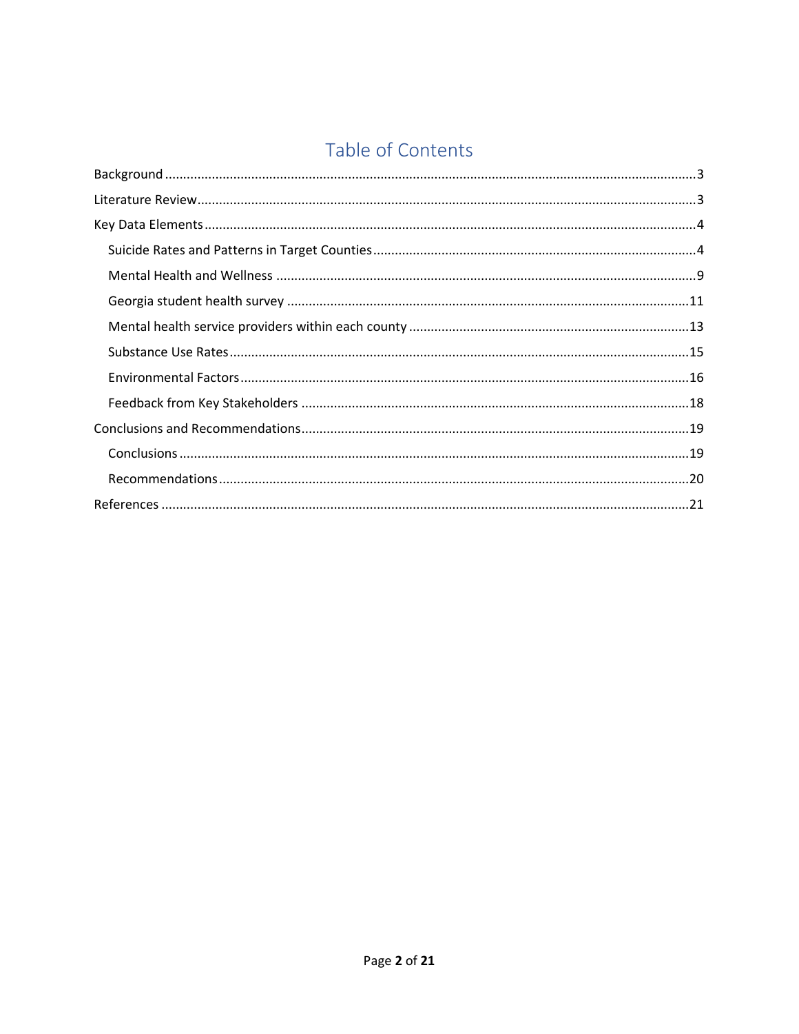# Table of Contents

- Background ....................................................................................................................................3
- Literature Review............................................................................................................................3
- Key Data Elements..........................................................................................................................4
  - Suicide Rates and Patterns in Target Counties..........................................................................4
  - Mental Health and Wellness ......................................................................................................9
  - Georgia student health survey .................................................................................................11
  - Mental health service providers within each county ...............................................................13
  - Substance Use Rates.................................................................................................................15
  - Environmental Factors..............................................................................................................16
  - Feedback from Key Stakeholders .............................................................................................18
- Conclusions and Recommendations.............................................................................................19
  - Conclusions ..............................................................................................................................19
  - Recommendations....................................................................................................................20
- References ...................................................................................................................................21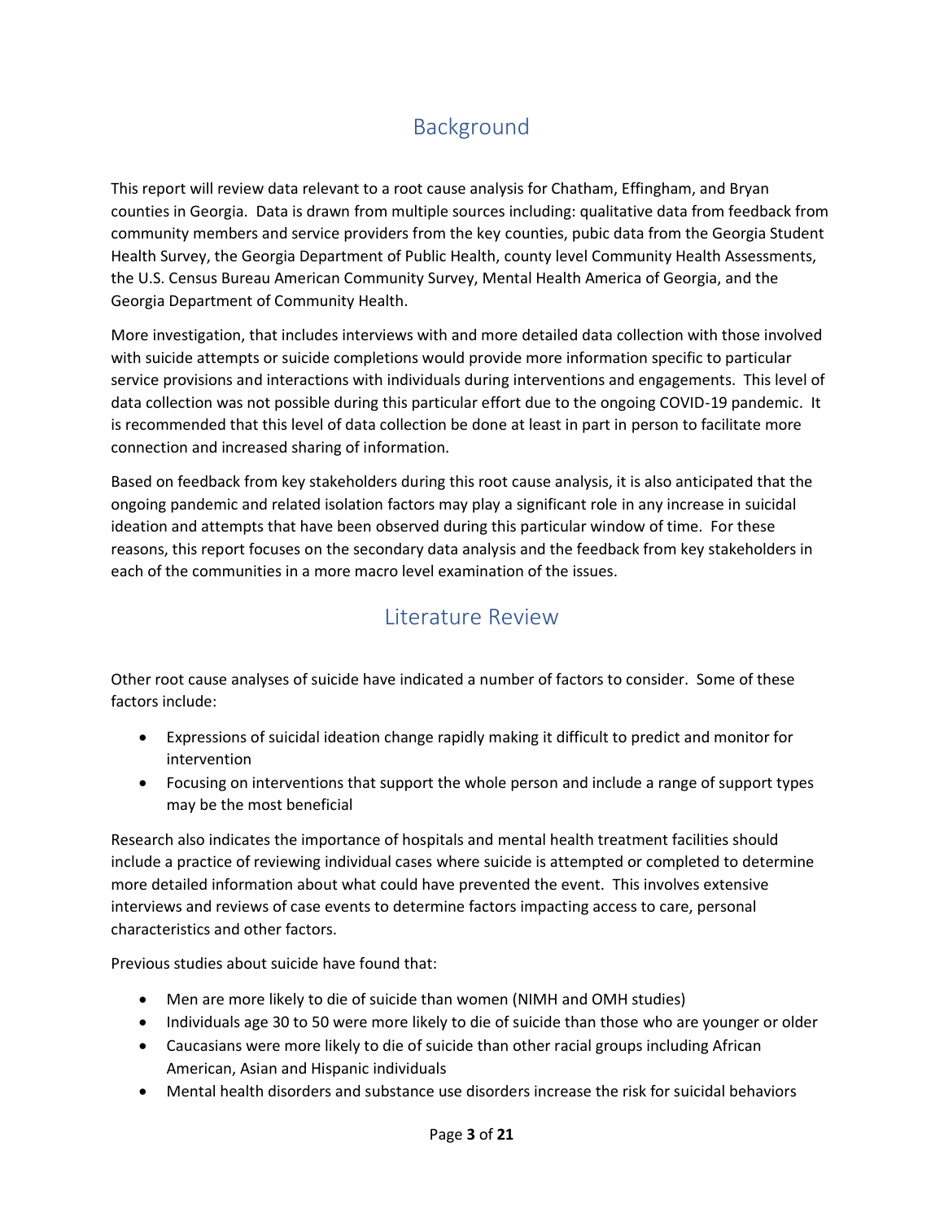## Background

This report will review data relevant to a root cause analysis for Chatham, Effingham, and Bryan counties in Georgia. Data is drawn from multiple sources including: qualitative data from feedback from community members and service providers from the key counties, pubic data from the Georgia Student Health Survey, the Georgia Department of Public Health, county level Community Health Assessments, the U.S. Census Bureau American Community Survey, Mental Health America of Georgia, and the Georgia Department of Community Health.

More investigation, that includes interviews with and more detailed data collection with those involved with suicide attempts or suicide completions would provide more information specific to particular service provisions and interactions with individuals during interventions and engagements. This level of data collection was not possible during this particular effort due to the ongoing COVID-19 pandemic. It is recommended that this level of data collection be done at least in part in person to facilitate more connection and increased sharing of information.

Based on feedback from key stakeholders during this root cause analysis, it is also anticipated that the ongoing pandemic and related isolation factors may play a significant role in any increase in suicidal ideation and attempts that have been observed during this particular window of time. For these reasons, this report focuses on the secondary data analysis and the feedback from key stakeholders in each of the communities in a more macro level examination of the issues.

## Literature Review

Other root cause analyses of suicide have indicated a number of factors to consider. Some of these factors include:

- Expressions of suicidal ideation change rapidly making it difficult to predict and monitor for intervention
- Focusing on interventions that support the whole person and include a range of support types may be the most beneficial

Research also indicates the importance of hospitals and mental health treatment facilities should include a practice of reviewing individual cases where suicide is attempted or completed to determine more detailed information about what could have prevented the event. This involves extensive interviews and reviews of case events to determine factors impacting access to care, personal characteristics and other factors.

Previous studies about suicide have found that:

- Men are more likely to die of suicide than women (NIMH and OMH studies)
- Individuals age 30 to 50 were more likely to die of suicide than those who are younger or older
- Caucasians were more likely to die of suicide than other racial groups including African American, Asian and Hispanic individuals
- Mental health disorders and substance use disorders increase the risk for suicidal behaviors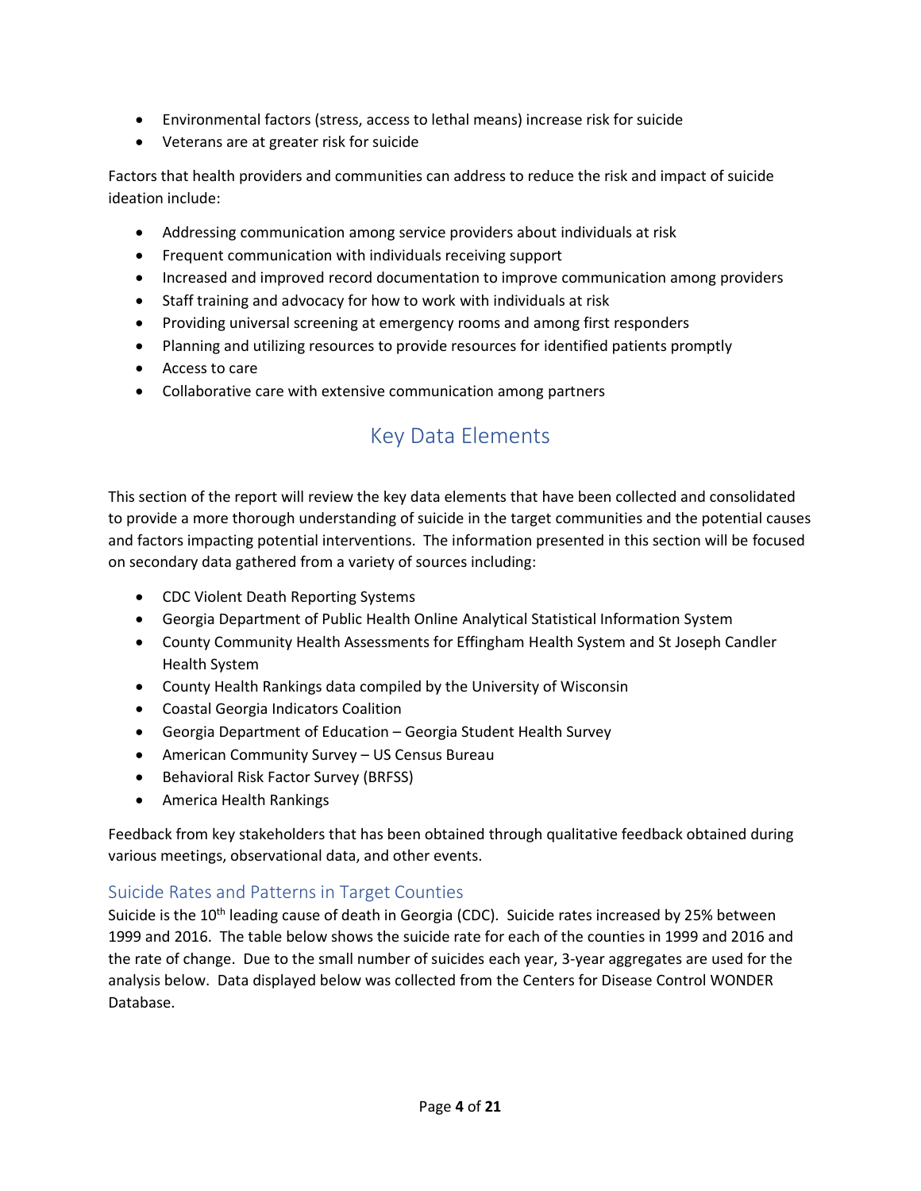- Environmental factors (stress, access to lethal means) increase risk for suicide
- Veterans are at greater risk for suicide

Factors that health providers and communities can address to reduce the risk and impact of suicide ideation include:

- Addressing communication among service providers about individuals at risk
- Frequent communication with individuals receiving support
- Increased and improved record documentation to improve communication among providers
- Staff training and advocacy for how to work with individuals at risk
- Providing universal screening at emergency rooms and among first responders
- Planning and utilizing resources to provide resources for identified patients promptly
- Access to care
- Collaborative care with extensive communication among partners

# Key Data Elements

This section of the report will review the key data elements that have been collected and consolidated to provide a more thorough understanding of suicide in the target communities and the potential causes and factors impacting potential interventions. The information presented in this section will be focused on secondary data gathered from a variety of sources including:

- CDC Violent Death Reporting Systems
- Georgia Department of Public Health Online Analytical Statistical Information System
- County Community Health Assessments for Effingham Health System and St Joseph Candler Health System
- County Health Rankings data compiled by the University of Wisconsin
- Coastal Georgia Indicators Coalition
- Georgia Department of Education – Georgia Student Health Survey
- American Community Survey – US Census Bureau
- Behavioral Risk Factor Survey (BRFSS)
- America Health Rankings

Feedback from key stakeholders that has been obtained through qualitative feedback obtained during various meetings, observational data, and other events.

## Suicide Rates and Patterns in Target Counties

Suicide is the 10th leading cause of death in Georgia (CDC). Suicide rates increased by 25% between 1999 and 2016. The table below shows the suicide rate for each of the counties in 1999 and 2016 and the rate of change. Due to the small number of suicides each year, 3-year aggregates are used for the analysis below. Data displayed below was collected from the Centers for Disease Control WONDER Database.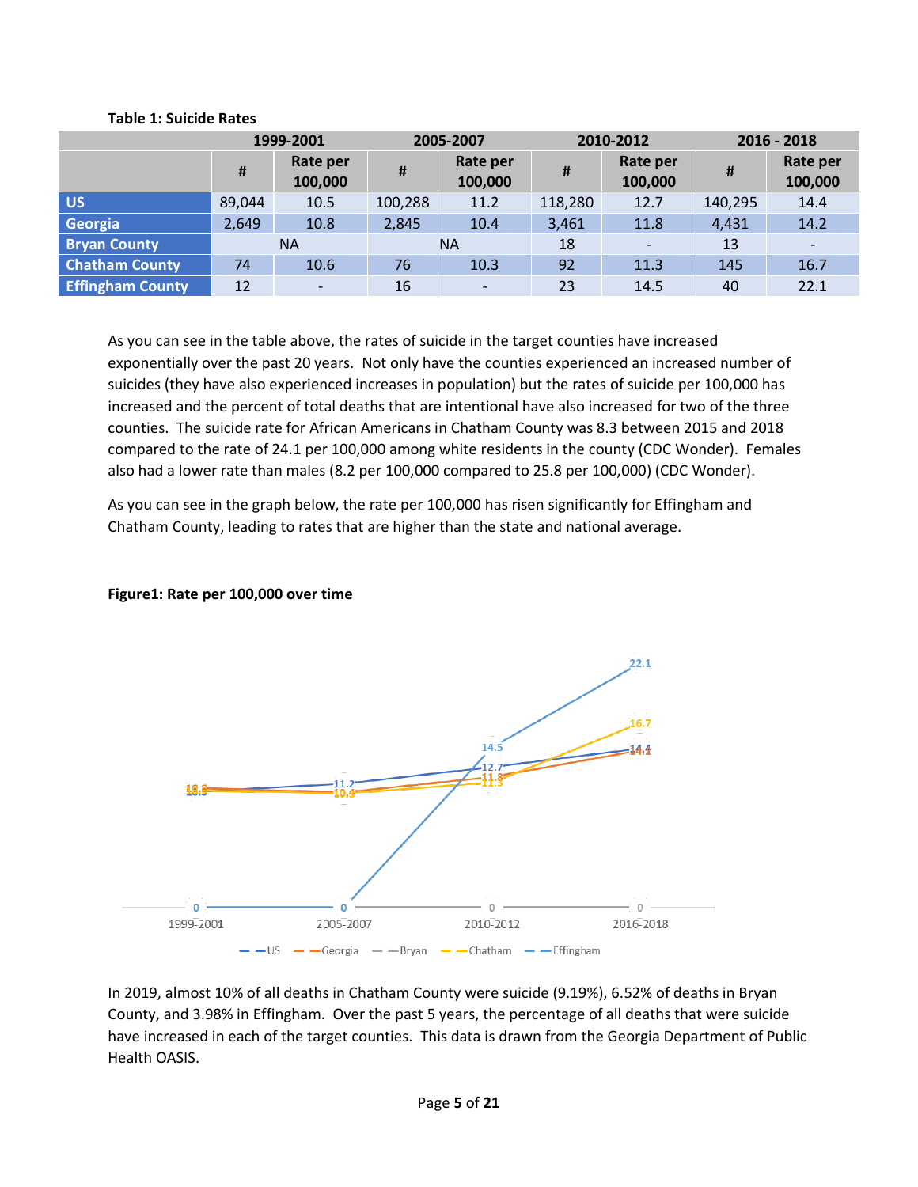**Table 1: Suicide Rates**

| | 1999-2001 | | 2005-2007 | | 2010-2012 | | 2016 - 2018 | |
|---|---|---|---|---|---|---|---|---|
| | # | Rate per 100,000 | # | Rate per 100,000 | # | Rate per 100,000 | # | Rate per 100,000 |
| **US** | 89,044 | 10.5 | 100,288 | 11.2 | 118,280 | 12.7 | 140,295 | 14.4 |
| **Georgia** | 2,649 | 10.8 | 2,845 | 10.4 | 3,461 | 11.8 | 4,431 | 14.2 |
| **Bryan County** | NA | | NA | | 18 | - | 13 | - |
| **Chatham County** | 74 | 10.6 | 76 | 10.3 | 92 | 11.3 | 145 | 16.7 |
| **Effingham County** | 12 | - | 16 | - | 23 | 14.5 | 40 | 22.1 |

As you can see in the table above, the rates of suicide in the target counties have increased exponentially over the past 20 years. Not only have the counties experienced an increased number of suicides (they have also experienced increases in population) but the rates of suicide per 100,000 has increased and the percent of total deaths that are intentional have also increased for two of the three counties. The suicide rate for African Americans in Chatham County was 8.3 between 2015 and 2018 compared to the rate of 24.1 per 100,000 among white residents in the county (CDC Wonder). Females also had a lower rate than males (8.2 per 100,000 compared to 25.8 per 100,000) (CDC Wonder).

As you can see in the graph below, the rate per 100,000 has risen significantly for Effingham and Chatham County, leading to rates that are higher than the state and national average.

**Figure1: Rate per 100,000 over time**

In 2019, almost 10% of all deaths in Chatham County were suicide (9.19%), 6.52% of deaths in Bryan County, and 3.98% in Effingham. Over the past 5 years, the percentage of all deaths that were suicide have increased in each of the target counties. This data is drawn from the Georgia Department of Public Health OASIS.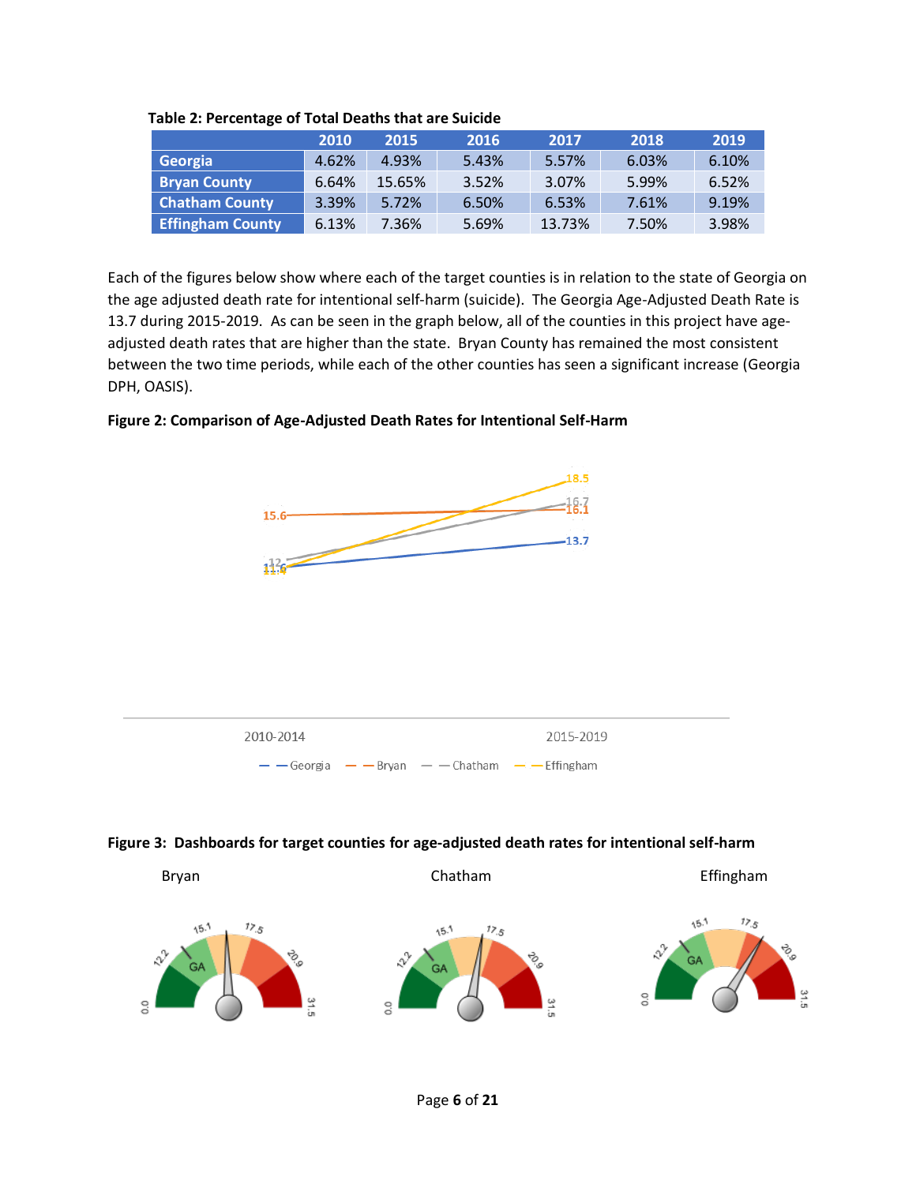**Table 2: Percentage of Total Deaths that are Suicide**

| | 2010 | 2015 | 2016 | 2017 | 2018 | 2019 |
|---|---|---|---|---|---|---|
| Georgia | 4.62% | 4.93% | 5.43% | 5.57% | 6.03% | 6.10% |
| Bryan County | 6.64% | 15.65% | 3.52% | 3.07% | 5.99% | 6.52% |
| Chatham County | 3.39% | 5.72% | 6.50% | 6.53% | 7.61% | 9.19% |
| Effingham County | 6.13% | 7.36% | 5.69% | 13.73% | 7.50% | 3.98% |

Each of the figures below show where each of the target counties is in relation to the state of Georgia on the age adjusted death rate for intentional self-harm (suicide). The Georgia Age-Adjusted Death Rate is 13.7 during 2015-2019. As can be seen in the graph below, all of the counties in this project have age-adjusted death rates that are higher than the state. Bryan County has remained the most consistent between the two time periods, while each of the other counties has seen a significant increase (Georgia DPH, OASIS).

**Figure 2: Comparison of Age-Adjusted Death Rates for Intentional Self-Harm**

| | 2010-2014 | 2015-2019 |
|---|---|---|
| Georgia | 11.6 | 13.7 |
| Bryan | 15.6 | 16.1 |
| Chatham | 12 | 16.7 |
| Effingham | 11.4 | 18.5 |

**Figure 3: Dashboards for target counties for age-adjusted death rates for intentional self-harm**

Bryan | Chatham | Effingham

Gauge scale: 0.0, 12.2, 15.1, 17.5, 20.9, 31.5 (GA marker shown on each)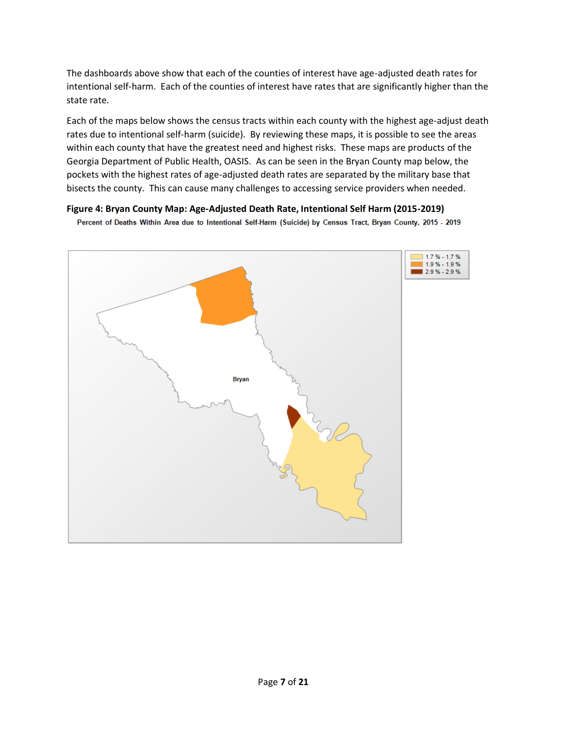The dashboards above show that each of the counties of interest have age-adjusted death rates for intentional self-harm. Each of the counties of interest have rates that are significantly higher than the state rate.

Each of the maps below shows the census tracts within each county with the highest age-adjust death rates due to intentional self-harm (suicide). By reviewing these maps, it is possible to see the areas within each county that have the greatest need and highest risks. These maps are products of the Georgia Department of Public Health, OASIS. As can be seen in the Bryan County map below, the pockets with the highest rates of age-adjusted death rates are separated by the military base that bisects the county. This can cause many challenges to accessing service providers when needed.

**Figure 4: Bryan County Map: Age-Adjusted Death Rate, Intentional Self Harm (2015-2019)**

Percent of Deaths Within Area due to Intentional Self-Harm (Suicide) by Census Tract, Bryan County, 2015 - 2019

- 1.7 % - 1.7 %
- 1.9 % - 1.9 %
- 2.9 % - 2.9 %

Bryan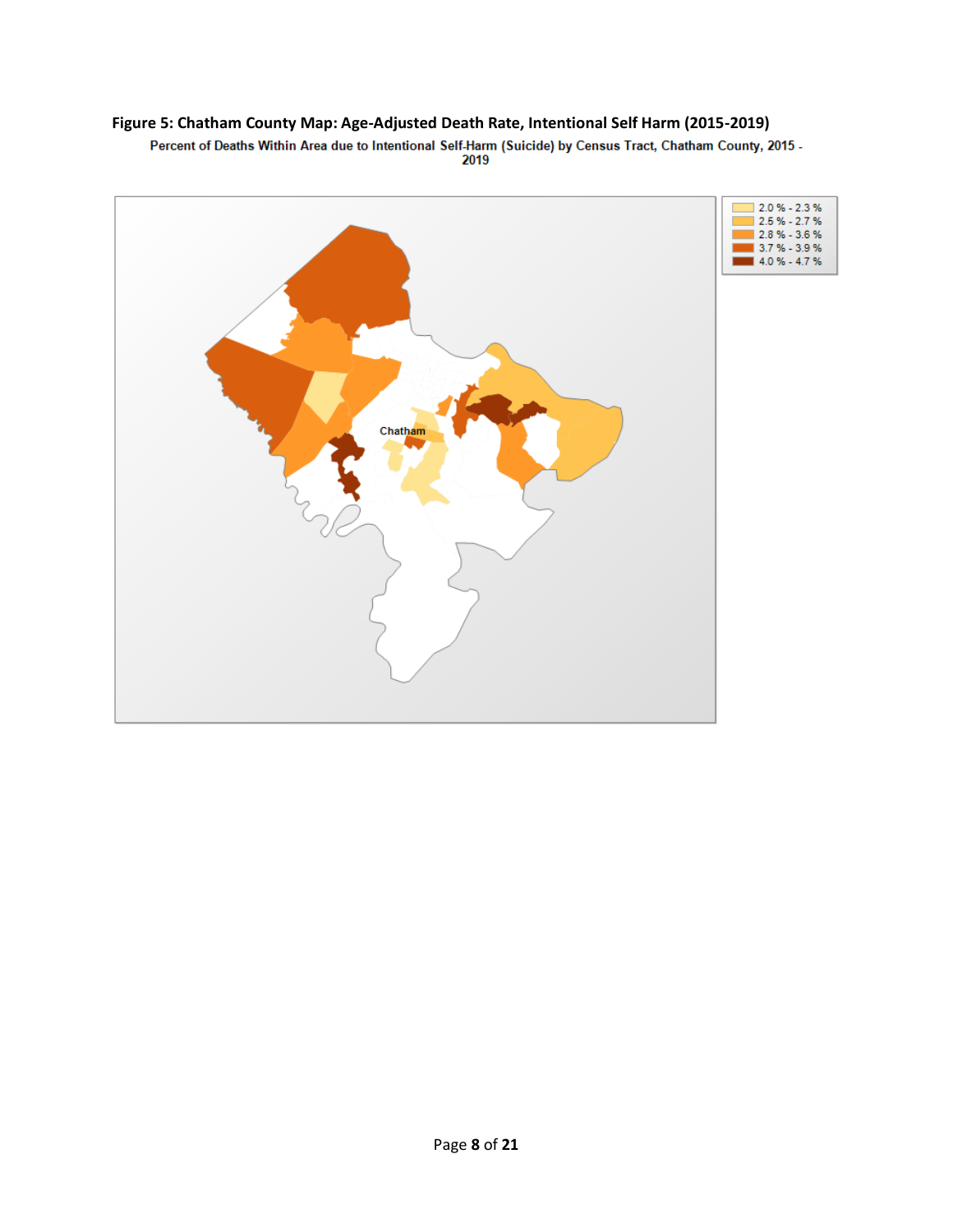**Figure 5: Chatham County Map: Age-Adjusted Death Rate, Intentional Self Harm (2015-2019)**

Percent of Deaths Within Area due to Intentional Self-Harm (Suicide) by Census Tract, Chatham County, 2015 - 2019

- 2.0 % - 2.3 %
- 2.5 % - 2.7 %
- 2.8 % - 3.6 %
- 3.7 % - 3.9 %
- 4.0 % - 4.7 %

Chatham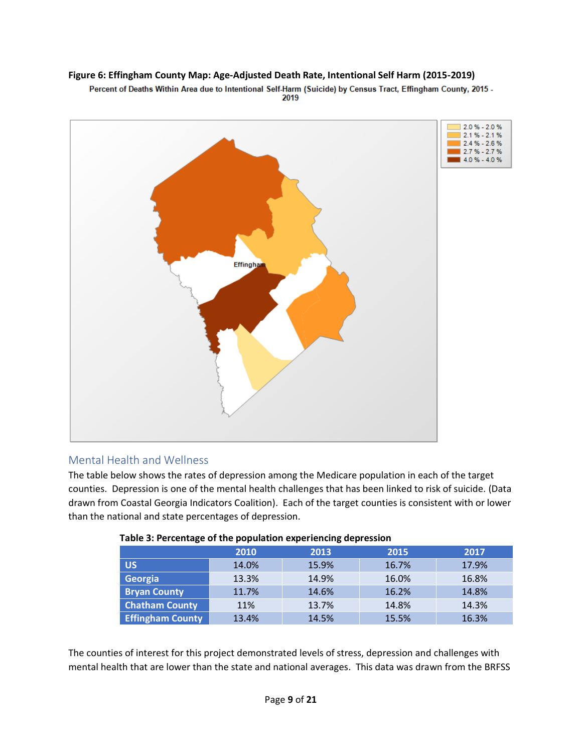**Figure 6: Effingham County Map: Age-Adjusted Death Rate, Intentional Self Harm (2015-2019)**

Percent of Deaths Within Area due to Intentional Self-Harm (Suicide) by Census Tract, Effingham County, 2015 - 2019

## Mental Health and Wellness

The table below shows the rates of depression among the Medicare population in each of the target counties. Depression is one of the mental health challenges that has been linked to risk of suicide. (Data drawn from Coastal Georgia Indicators Coalition). Each of the target counties is consistent with or lower than the national and state percentages of depression.

**Table 3: Percentage of the population experiencing depression**

| | 2010 | 2013 | 2015 | 2017 |
|---|---|---|---|---|
| **US** | 14.0% | 15.9% | 16.7% | 17.9% |
| **Georgia** | 13.3% | 14.9% | 16.0% | 16.8% |
| **Bryan County** | 11.7% | 14.6% | 16.2% | 14.8% |
| **Chatham County** | 11% | 13.7% | 14.8% | 14.3% |
| **Effingham County** | 13.4% | 14.5% | 15.5% | 16.3% |

The counties of interest for this project demonstrated levels of stress, depression and challenges with mental health that are lower than the state and national averages. This data was drawn from the BRFSS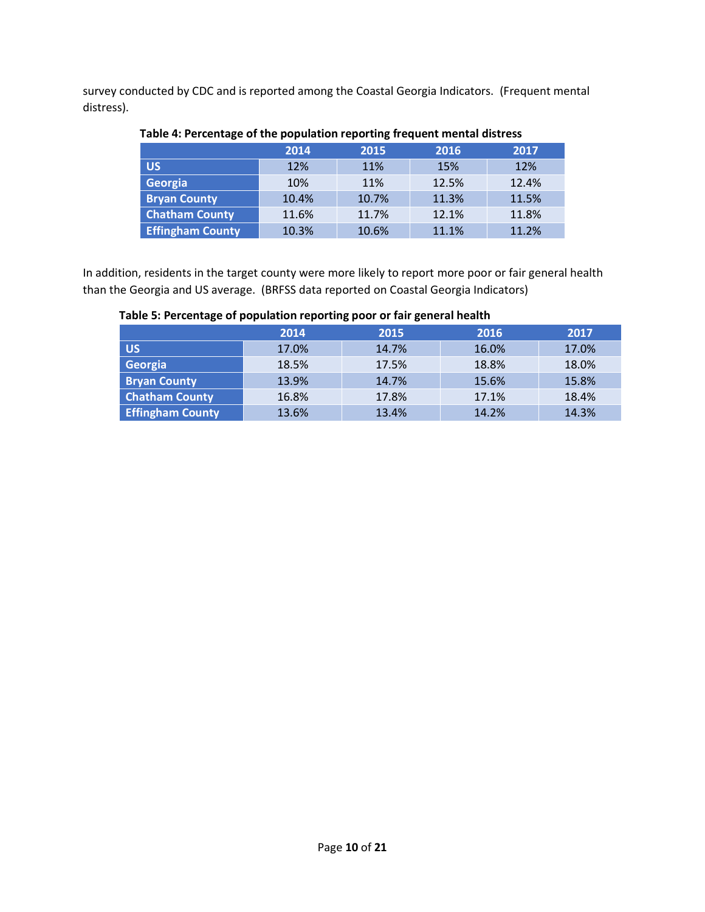survey conducted by CDC and is reported among the Coastal Georgia Indicators. (Frequent mental distress).

**Table 4: Percentage of the population reporting frequent mental distress**

| | 2014 | 2015 | 2016 | 2017 |
|---|---|---|---|---|
| US | 12% | 11% | 15% | 12% |
| Georgia | 10% | 11% | 12.5% | 12.4% |
| Bryan County | 10.4% | 10.7% | 11.3% | 11.5% |
| Chatham County | 11.6% | 11.7% | 12.1% | 11.8% |
| Effingham County | 10.3% | 10.6% | 11.1% | 11.2% |

In addition, residents in the target county were more likely to report more poor or fair general health than the Georgia and US average. (BRFSS data reported on Coastal Georgia Indicators)

**Table 5: Percentage of population reporting poor or fair general health**

| | 2014 | 2015 | 2016 | 2017 |
|---|---|---|---|---|
| US | 17.0% | 14.7% | 16.0% | 17.0% |
| Georgia | 18.5% | 17.5% | 18.8% | 18.0% |
| Bryan County | 13.9% | 14.7% | 15.6% | 15.8% |
| Chatham County | 16.8% | 17.8% | 17.1% | 18.4% |
| Effingham County | 13.6% | 13.4% | 14.2% | 14.3% |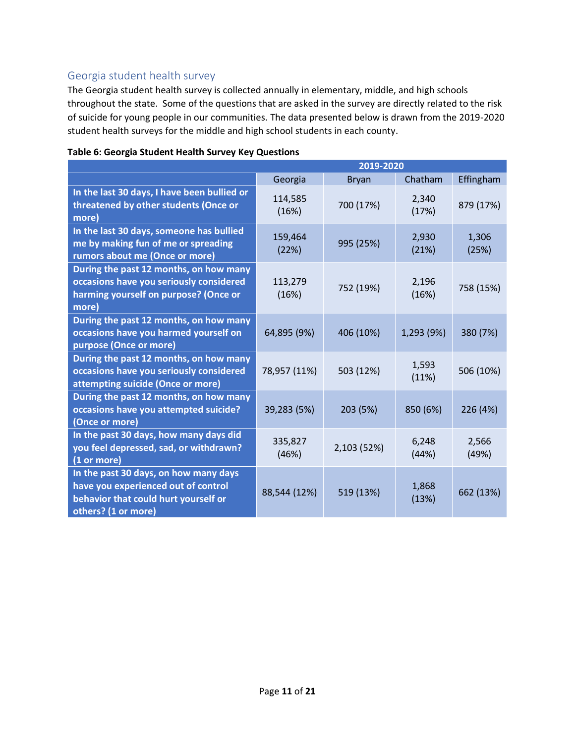## Georgia student health survey

The Georgia student health survey is collected annually in elementary, middle, and high schools throughout the state. Some of the questions that are asked in the survey are directly related to the risk of suicide for young people in our communities. The data presented below is drawn from the 2019-2020 student health surveys for the middle and high school students in each county.

**Table 6: Georgia Student Health Survey Key Questions**

| | 2019-2020 | | | |
|---|---|---|---|---|
| | Georgia | Bryan | Chatham | Effingham |
| **In the last 30 days, I have been bullied or threatened by other students (Once or more)** | 114,585 (16%) | 700 (17%) | 2,340 (17%) | 879 (17%) |
| **In the last 30 days, someone has bullied me by making fun of me or spreading rumors about me (Once or more)** | 159,464 (22%) | 995 (25%) | 2,930 (21%) | 1,306 (25%) |
| **During the past 12 months, on how many occasions have you seriously considered harming yourself on purpose? (Once or more)** | 113,279 (16%) | 752 (19%) | 2,196 (16%) | 758 (15%) |
| **During the past 12 months, on how many occasions have you harmed yourself on purpose (Once or more)** | 64,895 (9%) | 406 (10%) | 1,293 (9%) | 380 (7%) |
| **During the past 12 months, on how many occasions have you seriously considered attempting suicide (Once or more)** | 78,957 (11%) | 503 (12%) | 1,593 (11%) | 506 (10%) |
| **During the past 12 months, on how many occasions have you attempted suicide? (Once or more)** | 39,283 (5%) | 203 (5%) | 850 (6%) | 226 (4%) |
| **In the past 30 days, how many days did you feel depressed, sad, or withdrawn? (1 or more)** | 335,827 (46%) | 2,103 (52%) | 6,248 (44%) | 2,566 (49%) |
| **In the past 30 days, on how many days have you experienced out of control behavior that could hurt yourself or others? (1 or more)** | 88,544 (12%) | 519 (13%) | 1,868 (13%) | 662 (13%) |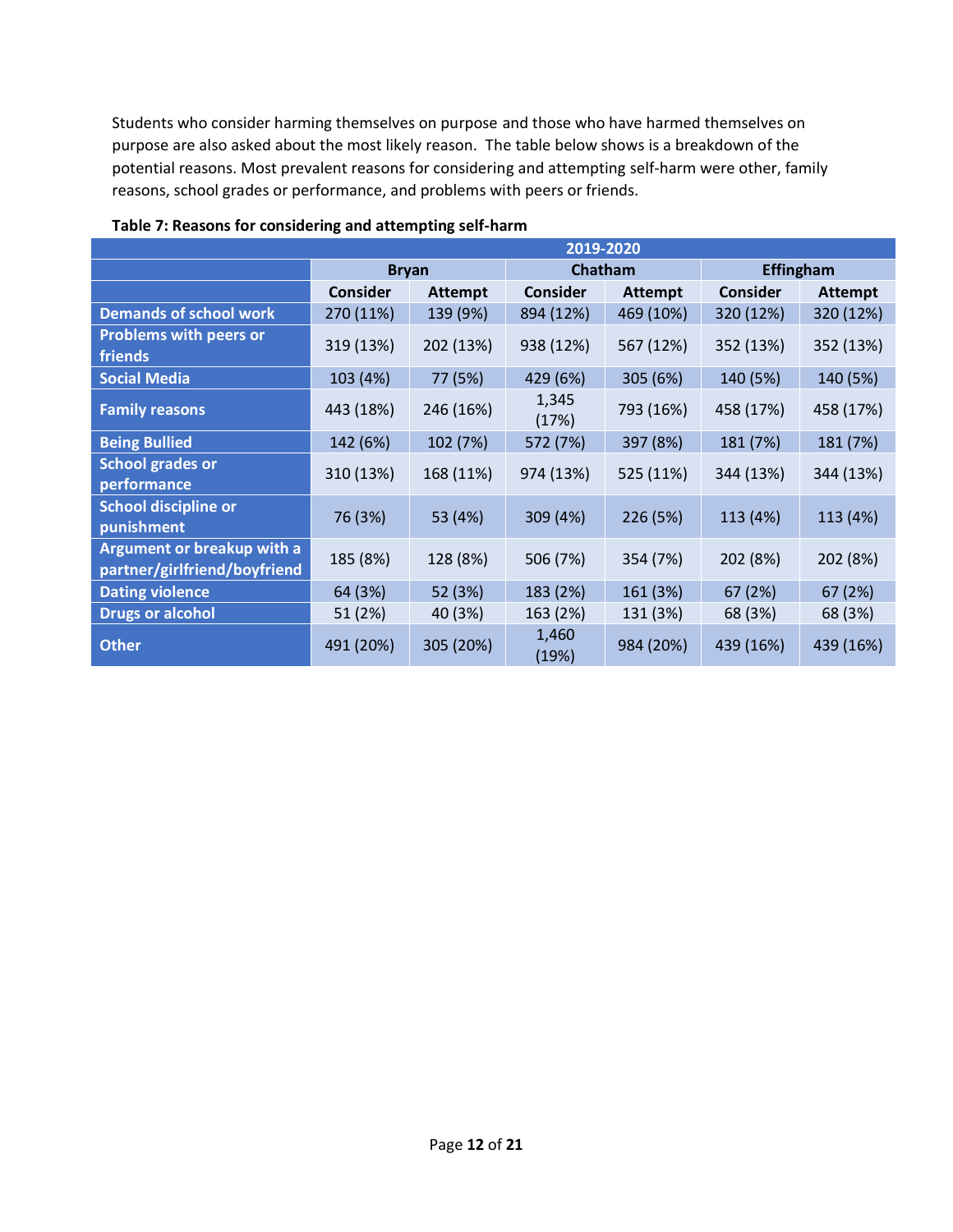Students who consider harming themselves on purpose and those who have harmed themselves on purpose are also asked about the most likely reason. The table below shows is a breakdown of the potential reasons. Most prevalent reasons for considering and attempting self-harm were other, family reasons, school grades or performance, and problems with peers or friends.

**Table 7: Reasons for considering and attempting self-harm**

| | 2019-2020 | | | | | |
|---|---|---|---|---|---|---|
| | Bryan | | Chatham | | Effingham | |
| | Consider | Attempt | Consider | Attempt | Consider | Attempt |
| Demands of school work | 270 (11%) | 139 (9%) | 894 (12%) | 469 (10%) | 320 (12%) | 320 (12%) |
| Problems with peers or friends | 319 (13%) | 202 (13%) | 938 (12%) | 567 (12%) | 352 (13%) | 352 (13%) |
| Social Media | 103 (4%) | 77 (5%) | 429 (6%) | 305 (6%) | 140 (5%) | 140 (5%) |
| Family reasons | 443 (18%) | 246 (16%) | 1,345 (17%) | 793 (16%) | 458 (17%) | 458 (17%) |
| Being Bullied | 142 (6%) | 102 (7%) | 572 (7%) | 397 (8%) | 181 (7%) | 181 (7%) |
| School grades or performance | 310 (13%) | 168 (11%) | 974 (13%) | 525 (11%) | 344 (13%) | 344 (13%) |
| School discipline or punishment | 76 (3%) | 53 (4%) | 309 (4%) | 226 (5%) | 113 (4%) | 113 (4%) |
| Argument or breakup with a partner/girlfriend/boyfriend | 185 (8%) | 128 (8%) | 506 (7%) | 354 (7%) | 202 (8%) | 202 (8%) |
| Dating violence | 64 (3%) | 52 (3%) | 183 (2%) | 161 (3%) | 67 (2%) | 67 (2%) |
| Drugs or alcohol | 51 (2%) | 40 (3%) | 163 (2%) | 131 (3%) | 68 (3%) | 68 (3%) |
| Other | 491 (20%) | 305 (20%) | 1,460 (19%) | 984 (20%) | 439 (16%) | 439 (16%) |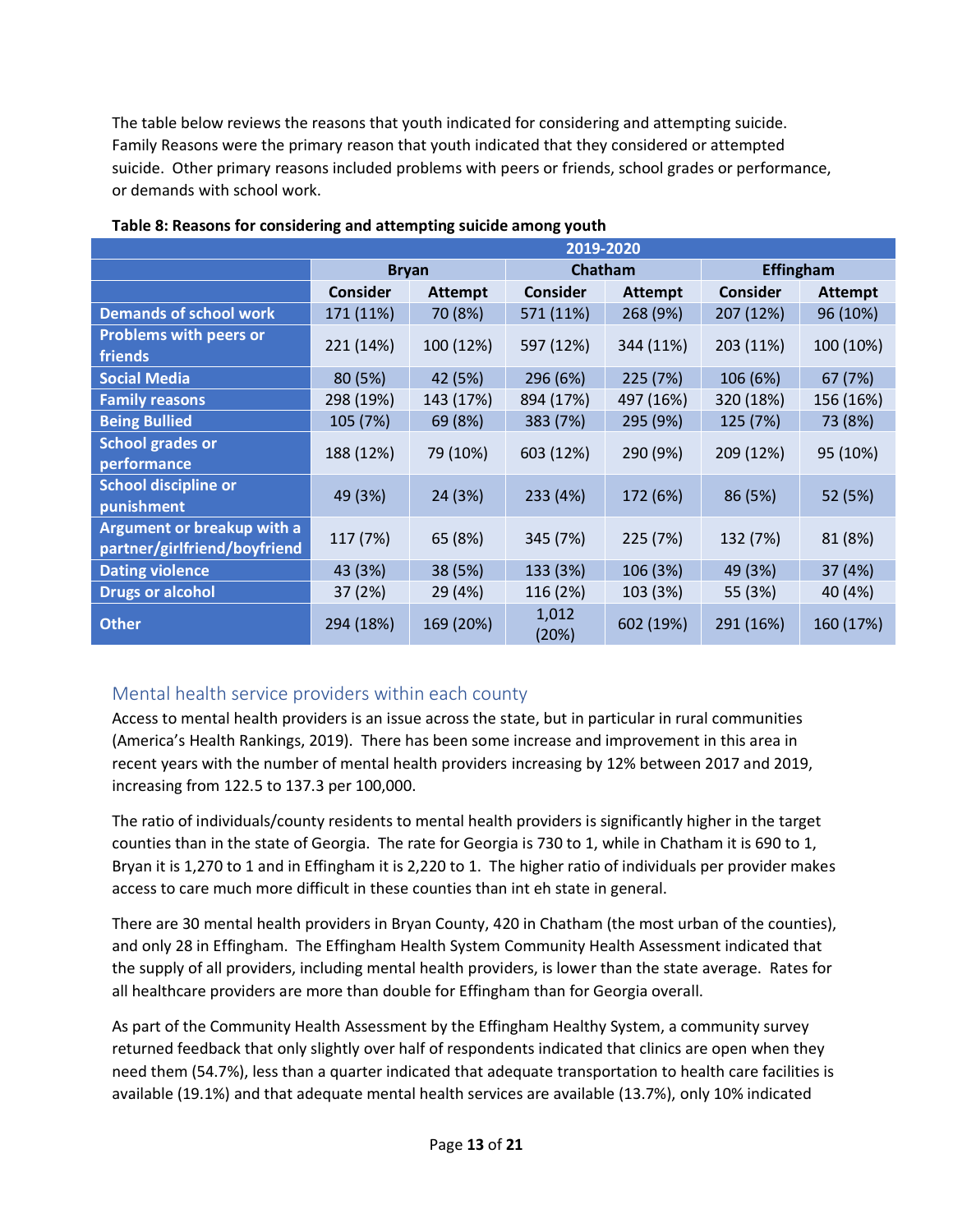The table below reviews the reasons that youth indicated for considering and attempting suicide. Family Reasons were the primary reason that youth indicated that they considered or attempted suicide. Other primary reasons included problems with peers or friends, school grades or performance, or demands with school work.

**Table 8: Reasons for considering and attempting suicide among youth**

| | 2019-2020 | | | | | |
|---|---|---|---|---|---|---|
| | Bryan | | Chatham | | Effingham | |
| | Consider | Attempt | Consider | Attempt | Consider | Attempt |
| Demands of school work | 171 (11%) | 70 (8%) | 571 (11%) | 268 (9%) | 207 (12%) | 96 (10%) |
| Problems with peers or friends | 221 (14%) | 100 (12%) | 597 (12%) | 344 (11%) | 203 (11%) | 100 (10%) |
| Social Media | 80 (5%) | 42 (5%) | 296 (6%) | 225 (7%) | 106 (6%) | 67 (7%) |
| Family reasons | 298 (19%) | 143 (17%) | 894 (17%) | 497 (16%) | 320 (18%) | 156 (16%) |
| Being Bullied | 105 (7%) | 69 (8%) | 383 (7%) | 295 (9%) | 125 (7%) | 73 (8%) |
| School grades or performance | 188 (12%) | 79 (10%) | 603 (12%) | 290 (9%) | 209 (12%) | 95 (10%) |
| School discipline or punishment | 49 (3%) | 24 (3%) | 233 (4%) | 172 (6%) | 86 (5%) | 52 (5%) |
| Argument or breakup with a partner/girlfriend/boyfriend | 117 (7%) | 65 (8%) | 345 (7%) | 225 (7%) | 132 (7%) | 81 (8%) |
| Dating violence | 43 (3%) | 38 (5%) | 133 (3%) | 106 (3%) | 49 (3%) | 37 (4%) |
| Drugs or alcohol | 37 (2%) | 29 (4%) | 116 (2%) | 103 (3%) | 55 (3%) | 40 (4%) |
| Other | 294 (18%) | 169 (20%) | 1,012 (20%) | 602 (19%) | 291 (16%) | 160 (17%) |

## Mental health service providers within each county

Access to mental health providers is an issue across the state, but in particular in rural communities (America's Health Rankings, 2019). There has been some increase and improvement in this area in recent years with the number of mental health providers increasing by 12% between 2017 and 2019, increasing from 122.5 to 137.3 per 100,000.

The ratio of individuals/county residents to mental health providers is significantly higher in the target counties than in the state of Georgia. The rate for Georgia is 730 to 1, while in Chatham it is 690 to 1, Bryan it is 1,270 to 1 and in Effingham it is 2,220 to 1. The higher ratio of individuals per provider makes access to care much more difficult in these counties than int eh state in general.

There are 30 mental health providers in Bryan County, 420 in Chatham (the most urban of the counties), and only 28 in Effingham. The Effingham Health System Community Health Assessment indicated that the supply of all providers, including mental health providers, is lower than the state average. Rates for all healthcare providers are more than double for Effingham than for Georgia overall.

As part of the Community Health Assessment by the Effingham Healthy System, a community survey returned feedback that only slightly over half of respondents indicated that clinics are open when they need them (54.7%), less than a quarter indicated that adequate transportation to health care facilities is available (19.1%) and that adequate mental health services are available (13.7%), only 10% indicated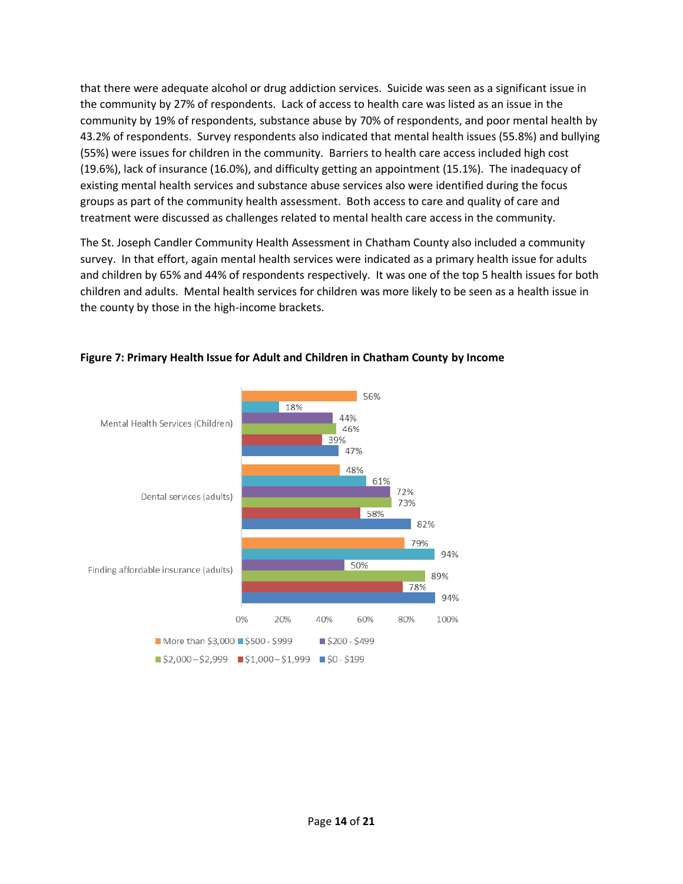that there were adequate alcohol or drug addiction services. Suicide was seen as a significant issue in the community by 27% of respondents. Lack of access to health care was listed as an issue in the community by 19% of respondents, substance abuse by 70% of respondents, and poor mental health by 43.2% of respondents. Survey respondents also indicated that mental health issues (55.8%) and bullying (55%) were issues for children in the community. Barriers to health care access included high cost (19.6%), lack of insurance (16.0%), and difficulty getting an appointment (15.1%). The inadequacy of existing mental health services and substance abuse services also were identified during the focus groups as part of the community health assessment. Both access to care and quality of care and treatment were discussed as challenges related to mental health care access in the community.

The St. Joseph Candler Community Health Assessment in Chatham County also included a community survey. In that effort, again mental health services were indicated as a primary health issue for adults and children by 65% and 44% of respondents respectively. It was one of the top 5 health issues for both children and adults. Mental health services for children was more likely to be seen as a health issue in the county by those in the high-income brackets.

**Figure 7: Primary Health Issue for Adult and Children in Chatham County by Income**

| | More than $3,000 | $500 - $999 | $200 - $499 | $2,000 – $2,999 | $1,000 – $1,999 | $0 - $199 |
|---|---|---|---|---|---|---|
| Mental Health Services (Children) | 56% | 18% | 44% | 46% | 39% | 47% |
| Dental services (adults) | 48% | 61% | 72% | 73% | 58% | 82% |
| Finding affordable insurance (adults) | 79% | 94% | 50% | 89% | 78% | 94% |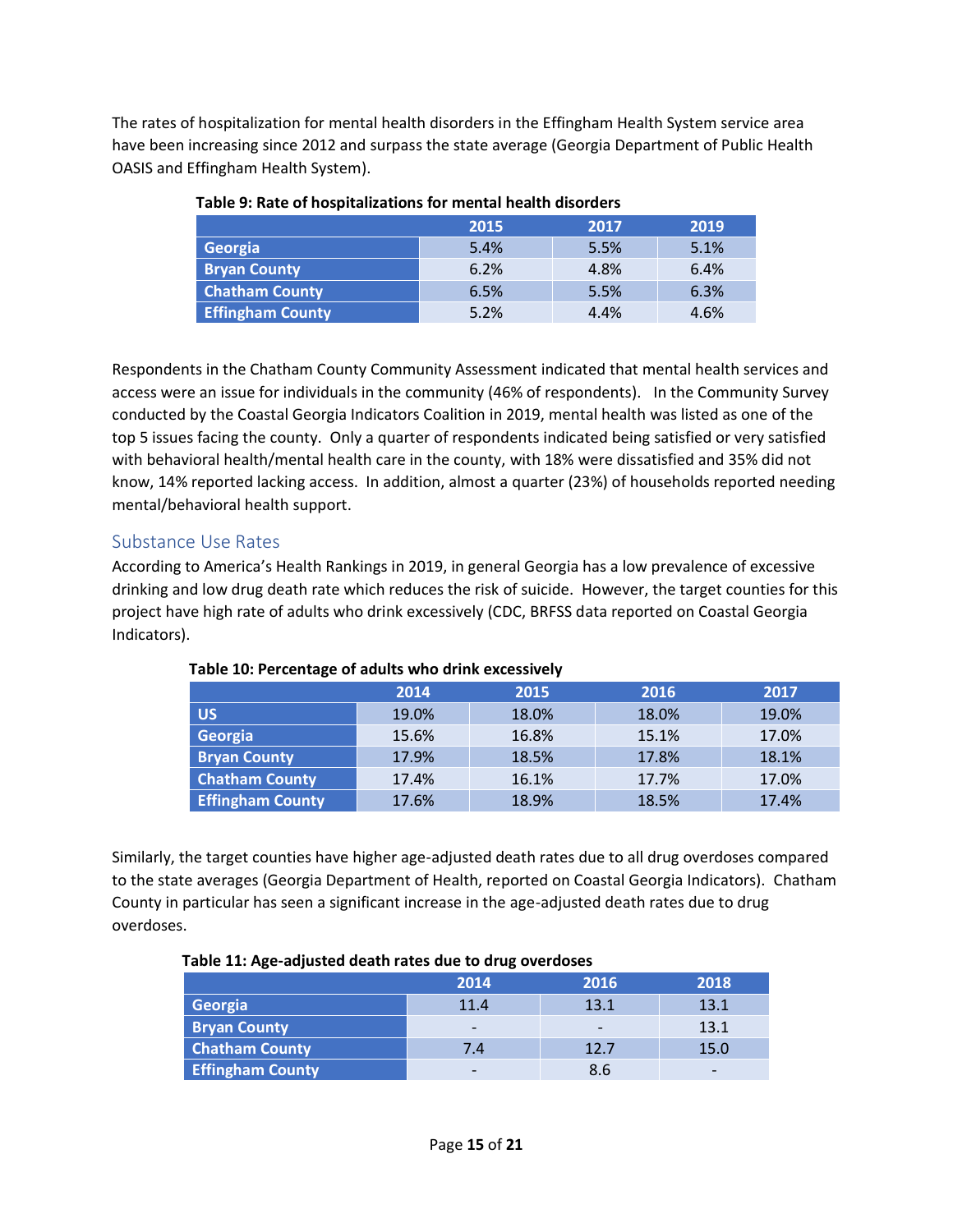The rates of hospitalization for mental health disorders in the Effingham Health System service area have been increasing since 2012 and surpass the state average (Georgia Department of Public Health OASIS and Effingham Health System).

**Table 9: Rate of hospitalizations for mental health disorders**

| | 2015 | 2017 | 2019 |
|---|---|---|---|
| Georgia | 5.4% | 5.5% | 5.1% |
| Bryan County | 6.2% | 4.8% | 6.4% |
| Chatham County | 6.5% | 5.5% | 6.3% |
| Effingham County | 5.2% | 4.4% | 4.6% |

Respondents in the Chatham County Community Assessment indicated that mental health services and access were an issue for individuals in the community (46% of respondents). In the Community Survey conducted by the Coastal Georgia Indicators Coalition in 2019, mental health was listed as one of the top 5 issues facing the county. Only a quarter of respondents indicated being satisfied or very satisfied with behavioral health/mental health care in the county, with 18% were dissatisfied and 35% did not know, 14% reported lacking access. In addition, almost a quarter (23%) of households reported needing mental/behavioral health support.

## Substance Use Rates

According to America's Health Rankings in 2019, in general Georgia has a low prevalence of excessive drinking and low drug death rate which reduces the risk of suicide. However, the target counties for this project have high rate of adults who drink excessively (CDC, BRFSS data reported on Coastal Georgia Indicators).

**Table 10: Percentage of adults who drink excessively**

| | 2014 | 2015 | 2016 | 2017 |
|---|---|---|---|---|
| US | 19.0% | 18.0% | 18.0% | 19.0% |
| Georgia | 15.6% | 16.8% | 15.1% | 17.0% |
| Bryan County | 17.9% | 18.5% | 17.8% | 18.1% |
| Chatham County | 17.4% | 16.1% | 17.7% | 17.0% |
| Effingham County | 17.6% | 18.9% | 18.5% | 17.4% |

Similarly, the target counties have higher age-adjusted death rates due to all drug overdoses compared to the state averages (Georgia Department of Health, reported on Coastal Georgia Indicators). Chatham County in particular has seen a significant increase in the age-adjusted death rates due to drug overdoses.

**Table 11: Age-adjusted death rates due to drug overdoses**

| | 2014 | 2016 | 2018 |
|---|---|---|---|
| Georgia | 11.4 | 13.1 | 13.1 |
| Bryan County | - | - | 13.1 |
| Chatham County | 7.4 | 12.7 | 15.0 |
| Effingham County | - | 8.6 | - |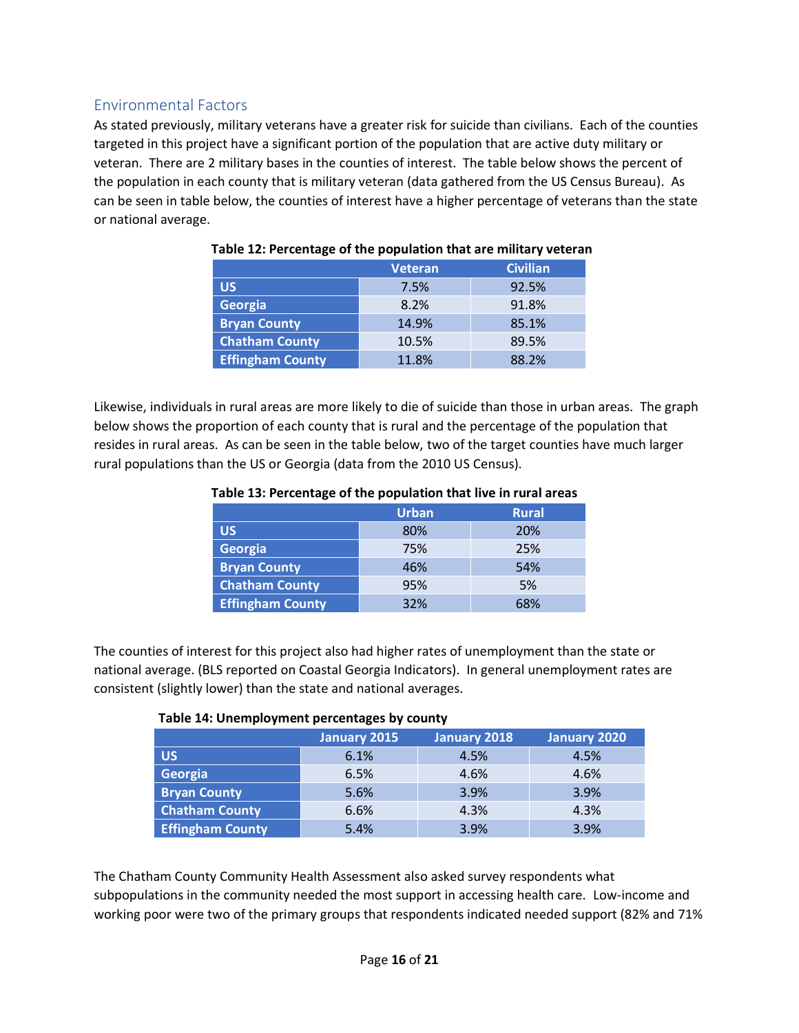## Environmental Factors

As stated previously, military veterans have a greater risk for suicide than civilians. Each of the counties targeted in this project have a significant portion of the population that are active duty military or veteran. There are 2 military bases in the counties of interest. The table below shows the percent of the population in each county that is military veteran (data gathered from the US Census Bureau). As can be seen in table below, the counties of interest have a higher percentage of veterans than the state or national average.

**Table 12: Percentage of the population that are military veteran**

| | Veteran | Civilian |
|---|---|---|
| US | 7.5% | 92.5% |
| Georgia | 8.2% | 91.8% |
| Bryan County | 14.9% | 85.1% |
| Chatham County | 10.5% | 89.5% |
| Effingham County | 11.8% | 88.2% |

Likewise, individuals in rural areas are more likely to die of suicide than those in urban areas. The graph below shows the proportion of each county that is rural and the percentage of the population that resides in rural areas. As can be seen in the table below, two of the target counties have much larger rural populations than the US or Georgia (data from the 2010 US Census).

**Table 13: Percentage of the population that live in rural areas**

| | Urban | Rural |
|---|---|---|
| US | 80% | 20% |
| Georgia | 75% | 25% |
| Bryan County | 46% | 54% |
| Chatham County | 95% | 5% |
| Effingham County | 32% | 68% |

The counties of interest for this project also had higher rates of unemployment than the state or national average. (BLS reported on Coastal Georgia Indicators). In general unemployment rates are consistent (slightly lower) than the state and national averages.

**Table 14: Unemployment percentages by county**

| | January 2015 | January 2018 | January 2020 |
|---|---|---|---|
| US | 6.1% | 4.5% | 4.5% |
| Georgia | 6.5% | 4.6% | 4.6% |
| Bryan County | 5.6% | 3.9% | 3.9% |
| Chatham County | 6.6% | 4.3% | 4.3% |
| Effingham County | 5.4% | 3.9% | 3.9% |

The Chatham County Community Health Assessment also asked survey respondents what subpopulations in the community needed the most support in accessing health care. Low-income and working poor were two of the primary groups that respondents indicated needed support (82% and 71%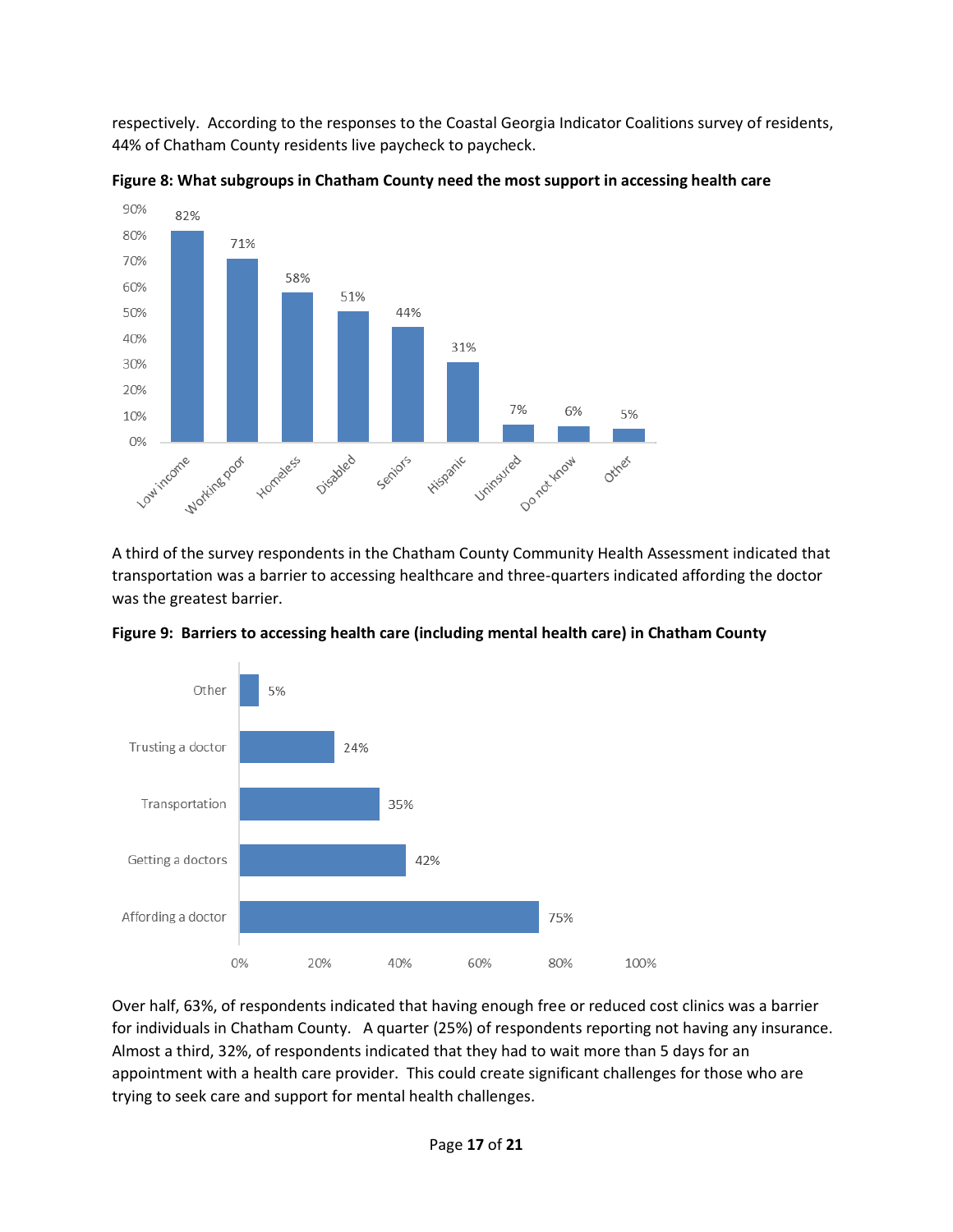respectively. According to the responses to the Coastal Georgia Indicator Coalitions survey of residents, 44% of Chatham County residents live paycheck to paycheck.

**Figure 8: What subgroups in Chatham County need the most support in accessing health care**

| Subgroup | Percent |
| --- | --- |
| Low income | 82% |
| Working poor | 71% |
| Homeless | 58% |
| Disabled | 51% |
| Seniors | 44% |
| Hispanic | 31% |
| Uninsured | 7% |
| Do not know | 6% |
| Other | 5% |

A third of the survey respondents in the Chatham County Community Health Assessment indicated that transportation was a barrier to accessing healthcare and three-quarters indicated affording the doctor was the greatest barrier.

**Figure 9: Barriers to accessing health care (including mental health care) in Chatham County**

| Barrier | Percent |
| --- | --- |
| Other | 5% |
| Trusting a doctor | 24% |
| Transportation | 35% |
| Getting a doctors | 42% |
| Affording a doctor | 75% |

Over half, 63%, of respondents indicated that having enough free or reduced cost clinics was a barrier for individuals in Chatham County. A quarter (25%) of respondents reporting not having any insurance. Almost a third, 32%, of respondents indicated that they had to wait more than 5 days for an appointment with a health care provider. This could create significant challenges for those who are trying to seek care and support for mental health challenges.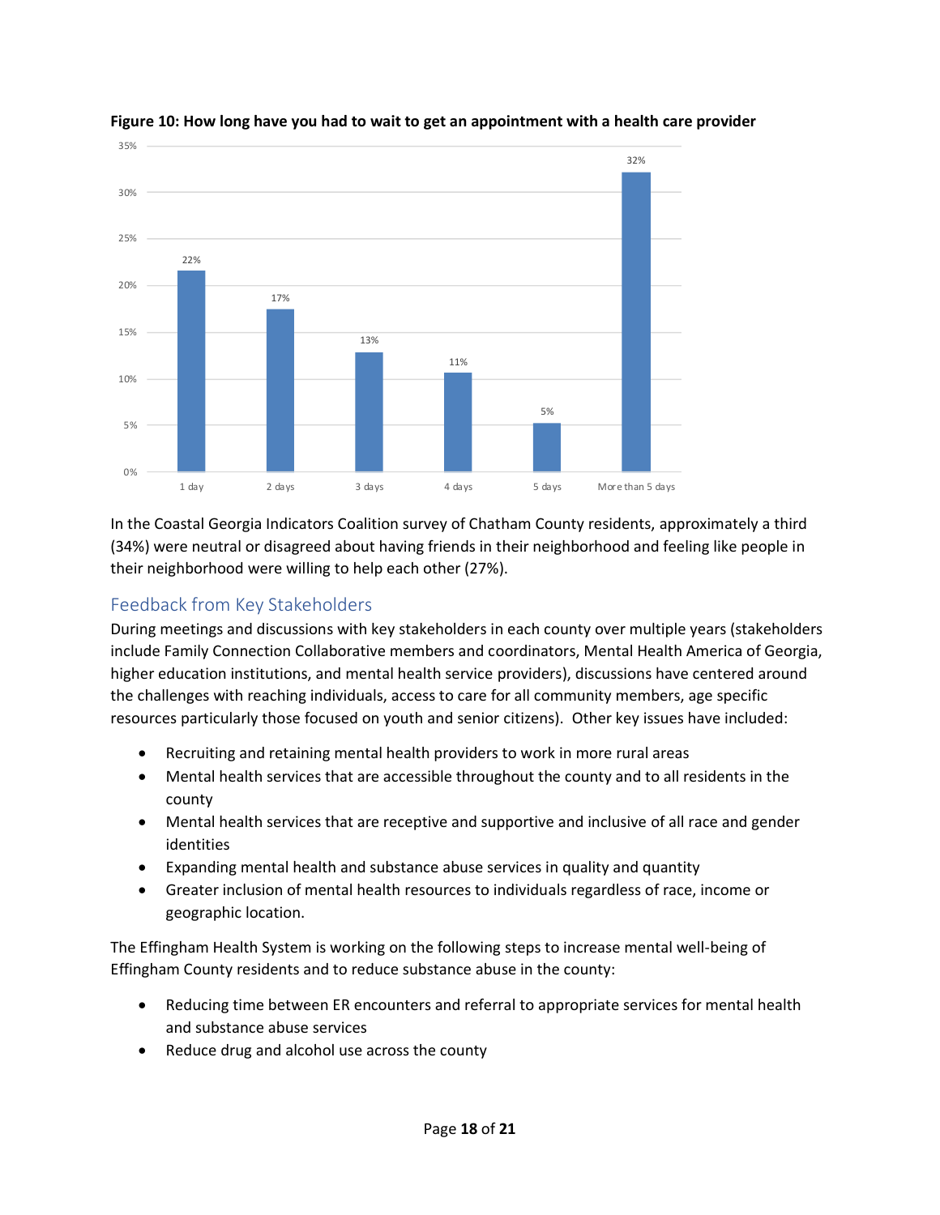**Figure 10: How long have you had to wait to get an appointment with a health care provider**

| Wait time | Percent |
|---|---|
| 1 day | 22% |
| 2 days | 17% |
| 3 days | 13% |
| 4 days | 11% |
| 5 days | 5% |
| More than 5 days | 32% |

In the Coastal Georgia Indicators Coalition survey of Chatham County residents, approximately a third (34%) were neutral or disagreed about having friends in their neighborhood and feeling like people in their neighborhood were willing to help each other (27%).

## Feedback from Key Stakeholders

During meetings and discussions with key stakeholders in each county over multiple years (stakeholders include Family Connection Collaborative members and coordinators, Mental Health America of Georgia, higher education institutions, and mental health service providers), discussions have centered around the challenges with reaching individuals, access to care for all community members, age specific resources particularly those focused on youth and senior citizens). Other key issues have included:

- Recruiting and retaining mental health providers to work in more rural areas
- Mental health services that are accessible throughout the county and to all residents in the county
- Mental health services that are receptive and supportive and inclusive of all race and gender identities
- Expanding mental health and substance abuse services in quality and quantity
- Greater inclusion of mental health resources to individuals regardless of race, income or geographic location.

The Effingham Health System is working on the following steps to increase mental well-being of Effingham County residents and to reduce substance abuse in the county:

- Reducing time between ER encounters and referral to appropriate services for mental health and substance abuse services
- Reduce drug and alcohol use across the county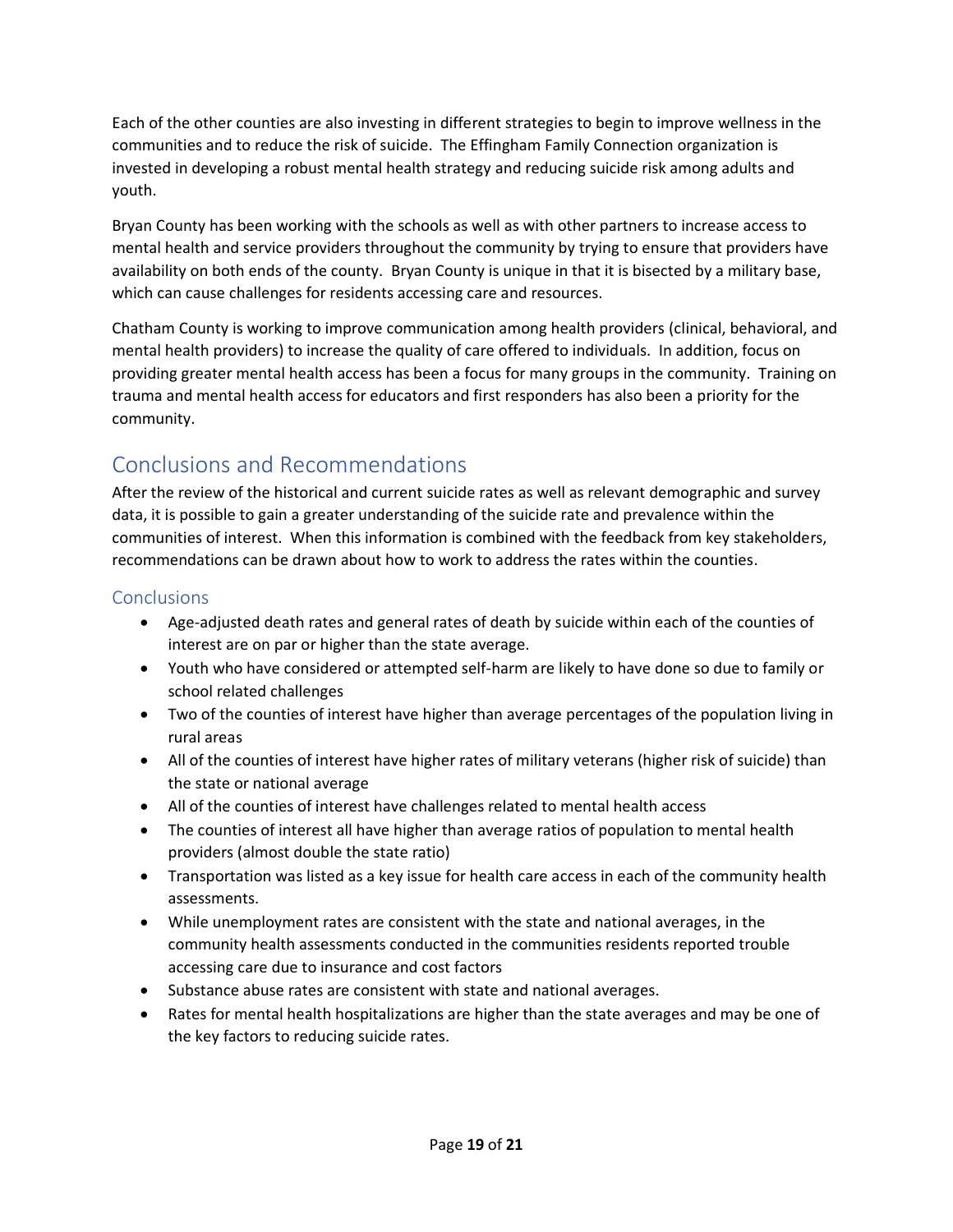Each of the other counties are also investing in different strategies to begin to improve wellness in the communities and to reduce the risk of suicide. The Effingham Family Connection organization is invested in developing a robust mental health strategy and reducing suicide risk among adults and youth.

Bryan County has been working with the schools as well as with other partners to increase access to mental health and service providers throughout the community by trying to ensure that providers have availability on both ends of the county. Bryan County is unique in that it is bisected by a military base, which can cause challenges for residents accessing care and resources.

Chatham County is working to improve communication among health providers (clinical, behavioral, and mental health providers) to increase the quality of care offered to individuals. In addition, focus on providing greater mental health access has been a focus for many groups in the community. Training on trauma and mental health access for educators and first responders has also been a priority for the community.

## Conclusions and Recommendations

After the review of the historical and current suicide rates as well as relevant demographic and survey data, it is possible to gain a greater understanding of the suicide rate and prevalence within the communities of interest. When this information is combined with the feedback from key stakeholders, recommendations can be drawn about how to work to address the rates within the counties.

### Conclusions

- Age-adjusted death rates and general rates of death by suicide within each of the counties of interest are on par or higher than the state average.
- Youth who have considered or attempted self-harm are likely to have done so due to family or school related challenges
- Two of the counties of interest have higher than average percentages of the population living in rural areas
- All of the counties of interest have higher rates of military veterans (higher risk of suicide) than the state or national average
- All of the counties of interest have challenges related to mental health access
- The counties of interest all have higher than average ratios of population to mental health providers (almost double the state ratio)
- Transportation was listed as a key issue for health care access in each of the community health assessments.
- While unemployment rates are consistent with the state and national averages, in the community health assessments conducted in the communities residents reported trouble accessing care due to insurance and cost factors
- Substance abuse rates are consistent with state and national averages.
- Rates for mental health hospitalizations are higher than the state averages and may be one of the key factors to reducing suicide rates.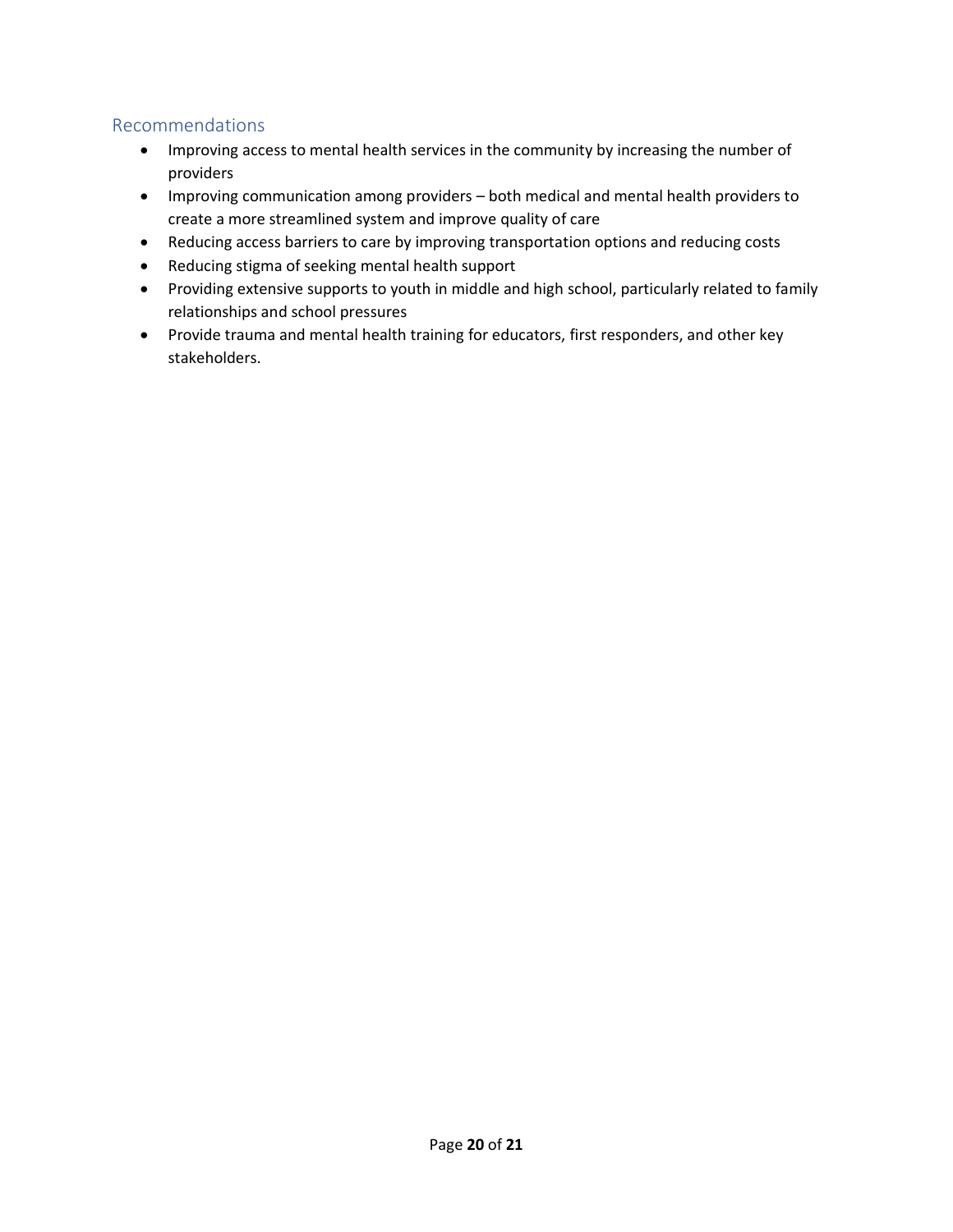## Recommendations

- Improving access to mental health services in the community by increasing the number of providers
- Improving communication among providers – both medical and mental health providers to create a more streamlined system and improve quality of care
- Reducing access barriers to care by improving transportation options and reducing costs
- Reducing stigma of seeking mental health support
- Providing extensive supports to youth in middle and high school, particularly related to family relationships and school pressures
- Provide trauma and mental health training for educators, first responders, and other key stakeholders.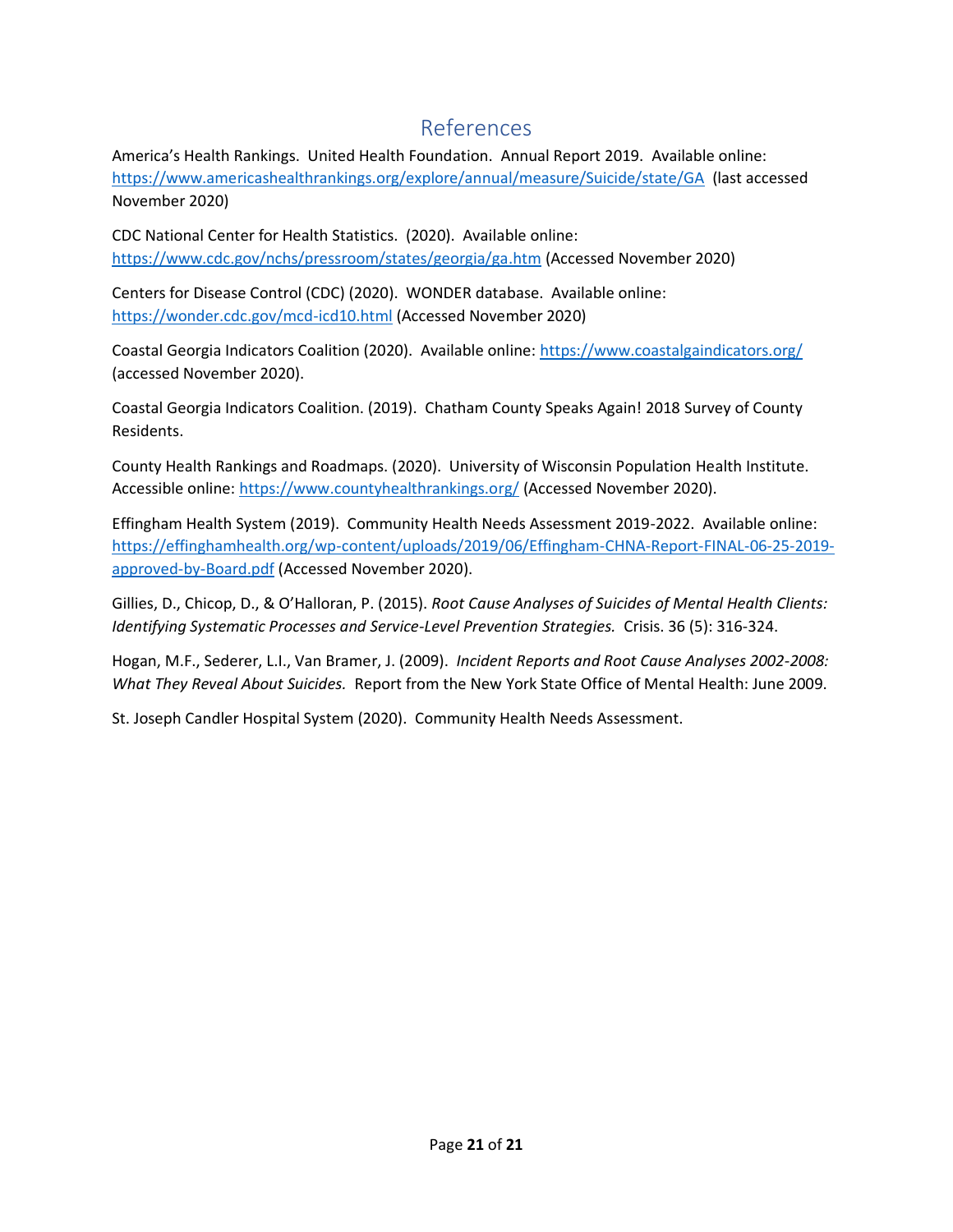# References

America's Health Rankings. United Health Foundation. Annual Report 2019. Available online: https://www.americashealthrankings.org/explore/annual/measure/Suicide/state/GA (last accessed November 2020)

CDC National Center for Health Statistics. (2020). Available online: https://www.cdc.gov/nchs/pressroom/states/georgia/ga.htm (Accessed November 2020)

Centers for Disease Control (CDC) (2020). WONDER database. Available online: https://wonder.cdc.gov/mcd-icd10.html (Accessed November 2020)

Coastal Georgia Indicators Coalition (2020). Available online: https://www.coastalgaindicators.org/ (accessed November 2020).

Coastal Georgia Indicators Coalition. (2019). Chatham County Speaks Again! 2018 Survey of County Residents.

County Health Rankings and Roadmaps. (2020). University of Wisconsin Population Health Institute. Accessible online: https://www.countyhealthrankings.org/ (Accessed November 2020).

Effingham Health System (2019). Community Health Needs Assessment 2019-2022. Available online: https://effinghamhealth.org/wp-content/uploads/2019/06/Effingham-CHNA-Report-FINAL-06-25-2019-approved-by-Board.pdf (Accessed November 2020).

Gillies, D., Chicop, D., & O'Halloran, P. (2015). *Root Cause Analyses of Suicides of Mental Health Clients: Identifying Systematic Processes and Service-Level Prevention Strategies.* Crisis. 36 (5): 316-324.

Hogan, M.F., Sederer, L.I., Van Bramer, J. (2009). *Incident Reports and Root Cause Analyses 2002-2008: What They Reveal About Suicides.* Report from the New York State Office of Mental Health: June 2009.

St. Joseph Candler Hospital System (2020). Community Health Needs Assessment.